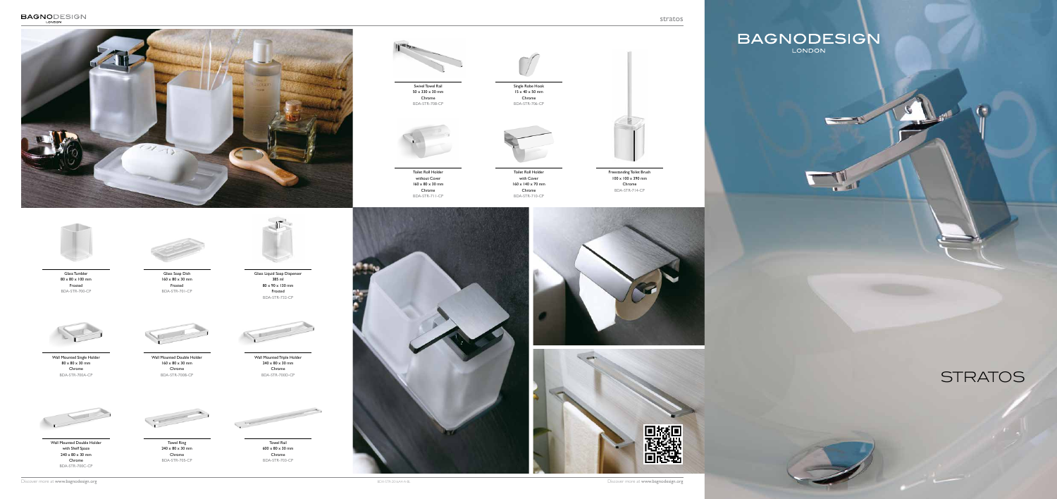# BAGNODESIGN LONDON

# STRATOS

Swivel Towel Rail
50 x 330 x 30 mm
Chrome
BDA-STR-708-CP

Single Robe Hook
15 x 40 x 50 mm
Chrome
BDA-STR-706-CP

Toilet Roll Holder
without Cover
160 x 80 x 30 mm
Chrome
BDA-STR-711-CP

Toilet Roll Holder
with Cover
160 x 140 x 70 mm
Chrome
BDA-STR-710-CP

Freestanding Toilet Brush
100 x 100 x 390 mm
Chrome
BDA-STR-714-CP

Glass Tumbler
80 x 80 x 100 mm
Frosted
BDA-STR-700-CP

Glass Soap Dish
160 x 80 x 30 mm
Frosted
BDA-STR-701-CP

Glass Liquid Soap Dispenser
385 ml
80 x 90 x 130 mm
Frosted
BDA-STR-732-CP

Wall Mounted Single Holder
80 x 80 x 30 mm
Chrome
BDA-STR-700A-CP

Wall Mounted Double Holder
160 x 80 x 30 mm
Chrome
BDA-STR-700B-CP

Wall Mounted Triple Holder
240 x 80 x 30 mm
Chrome
BDA-STR-700D-CP

Wall Mounted Double Holder
with Shelf Space
240 x 80 x 30 mm
Chrome
BDA-STR-700C-CP

Towel Ring
240 x 80 x 30 mm
Chrome
BDA-STR-705-CP

Towel Rail
600 x 80 x 30 mm
Chrome
BDA-STR-703-CP

Discover more at www.bagnodesign.org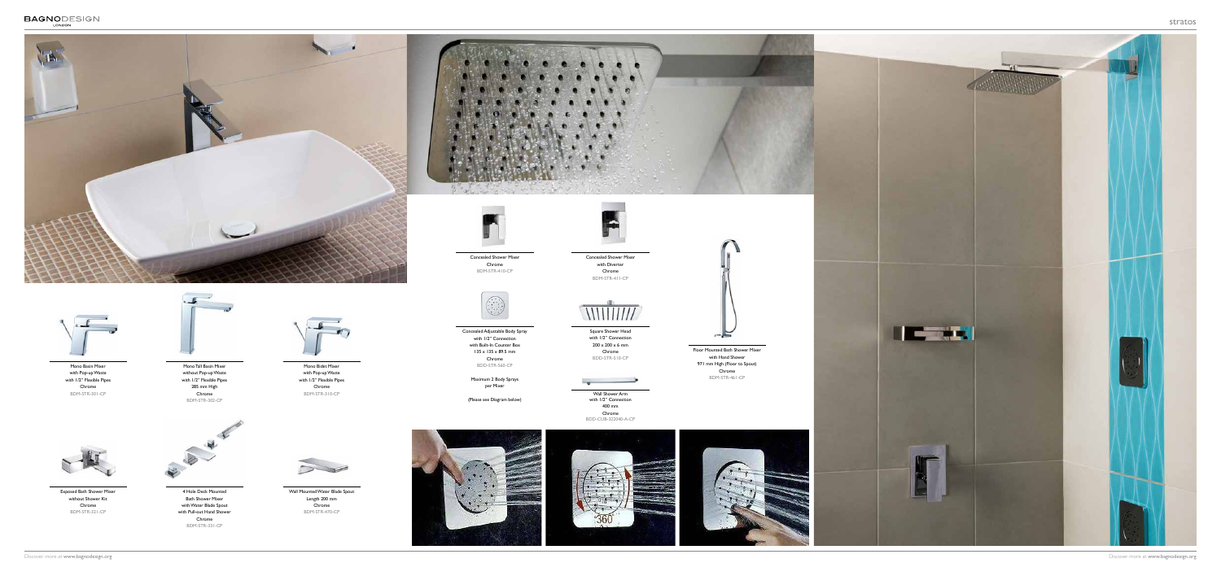Mono Basin Mixer
with Pop-up Waste
with 1/2" Flexible Pipes
Chrome
BDM-STR-301-CP

Mono Tall Basin Mixer
without Pop-up Waste
with 1/2" Flexible Pipes
285 mm High
Chrome
BDM-STR-302-CP

Mono Bidet Mixer
with Pop-up Waste
with 1/2" Flexible Pipes
Chrome
BDM-STR-310-CP

Exposed Bath Shower Mixer
without Shower Kit
Chrome
BDM-STR-321-CP

4 Hole Deck Mounted
Bath Shower Mixer
with Water Blade Spout
with Pull-out Hand Shower
Chrome
BDM-STR-331-CP

Wall Mounted Water Blade Spout
Length 200 mm
Chrome
BDM-STR-470-CP

Concealed Shower Mixer
Chrome
BDM-STR-410-CP

Concealed Shower Mixer
with Diverter
Chrome
BDM-STR-411-CP

Concealed Adjustable Body Spray
with 1/2" Connection
with Built-In Counter Box
135 x 135 x 89.5 mm
Chrome
BDD-STR-560-CP

Maximum 2 Body Sprays
per Mixer

(Please see Diagram below)

Square Shower Head
with 1/2" Connection
200 x 200 x 6 mm
Chrome
BDD-STR-510-CP

Wall Shower Arm
with 1/2" Connection
400 mm
Chrome
BDD-CUB-322040-A-CP

Floor Mounted Bath Shower Mixer
with Hand Shower
971 mm High (Floor to Spout)
Chrome
BDM-STR-461-CP